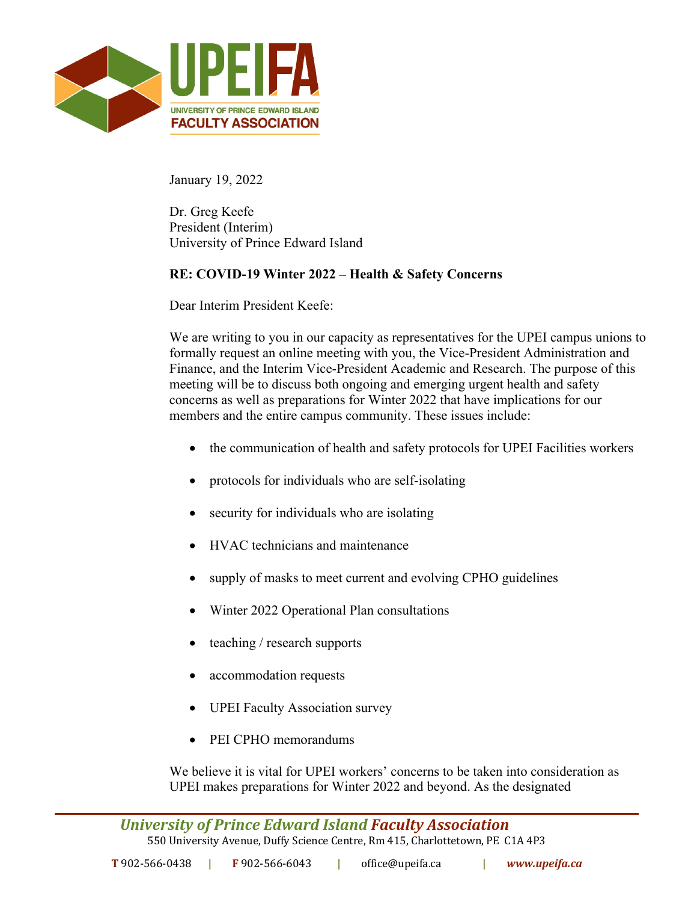January 19, 2022

Dr. Greg Keefe
President (Interim)
University of Prince Edward Island

**RE: COVID-19 Winter 2022 – Health & Safety Concerns**

Dear Interim President Keefe:

We are writing to you in our capacity as representatives for the UPEI campus unions to formally request an online meeting with you, the Vice-President Administration and Finance, and the Interim Vice-President Academic and Research. The purpose of this meeting will be to discuss both ongoing and emerging urgent health and safety concerns as well as preparations for Winter 2022 that have implications for our members and the entire campus community. These issues include:

- the communication of health and safety protocols for UPEI Facilities workers
- protocols for individuals who are self-isolating
- security for individuals who are isolating
- HVAC technicians and maintenance
- supply of masks to meet current and evolving CPHO guidelines
- Winter 2022 Operational Plan consultations
- teaching / research supports
- accommodation requests
- UPEI Faculty Association survey
- PEI CPHO memorandums

We believe it is vital for UPEI workers' concerns to be taken into consideration as UPEI makes preparations for Winter 2022 and beyond. As the designated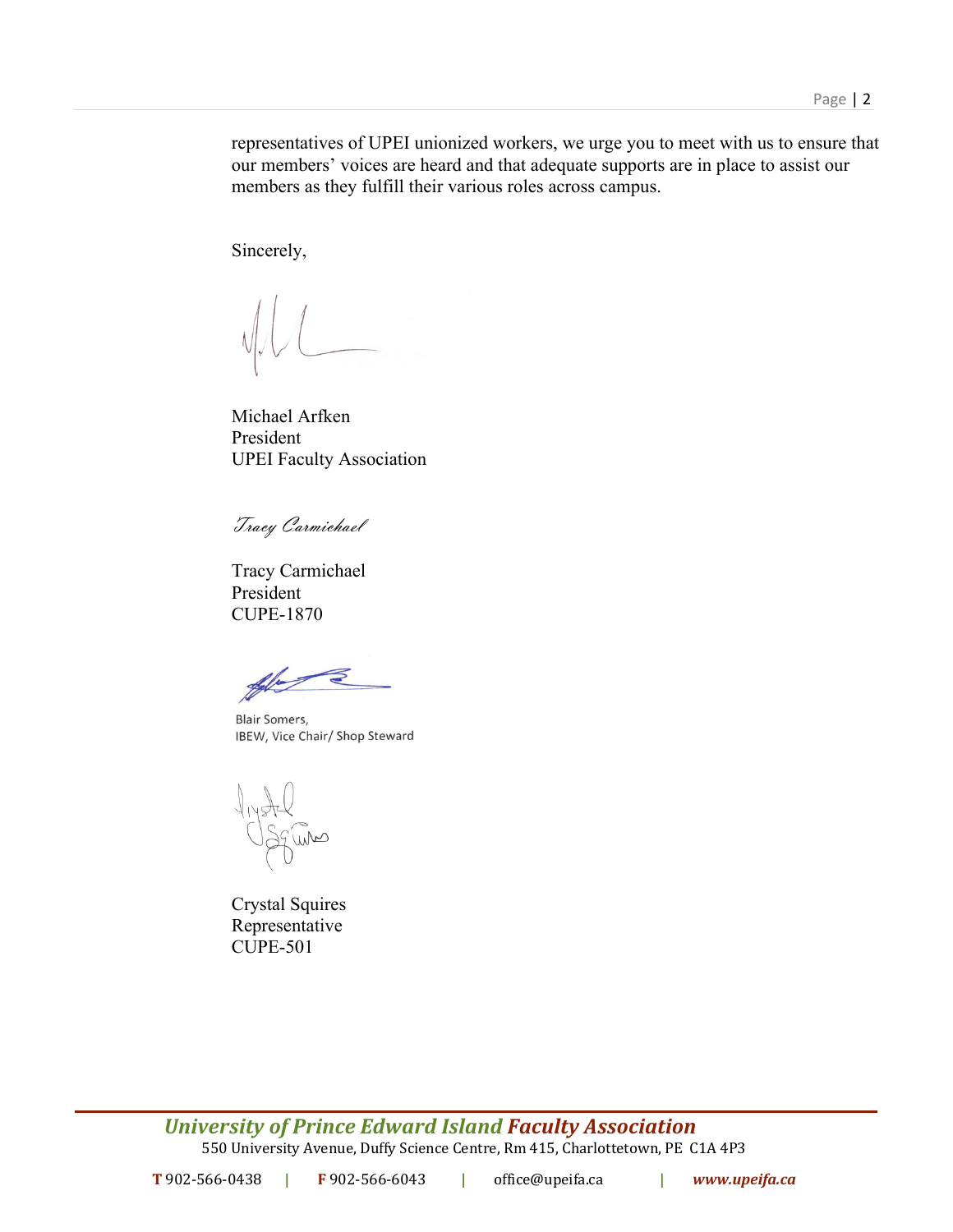representatives of UPEI unionized workers, we urge you to meet with us to ensure that our members' voices are heard and that adequate supports are in place to assist our members as they fulfill their various roles across campus.

Sincerely,

Michael Arfken
President
UPEI Faculty Association

*Tracy Carmichael*

Tracy Carmichael
President
CUPE-1870

Blair Somers,
IBEW, Vice Chair/ Shop Steward

Crystal Squires
Representative
CUPE-501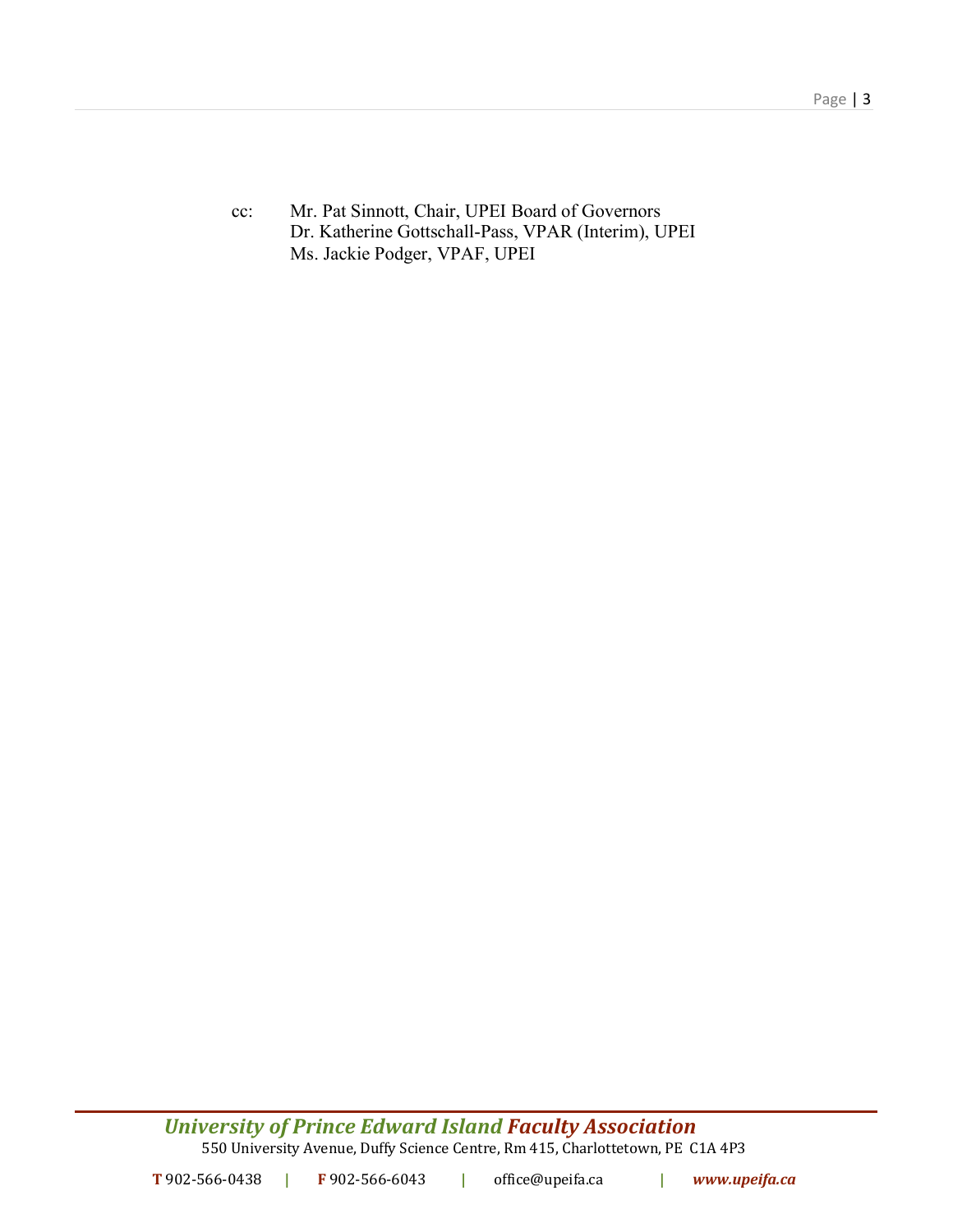cc: Mr. Pat Sinnott, Chair, UPEI Board of Governors
Dr. Katherine Gottschall-Pass, VPAR (Interim), UPEI
Ms. Jackie Podger, VPAF, UPEI